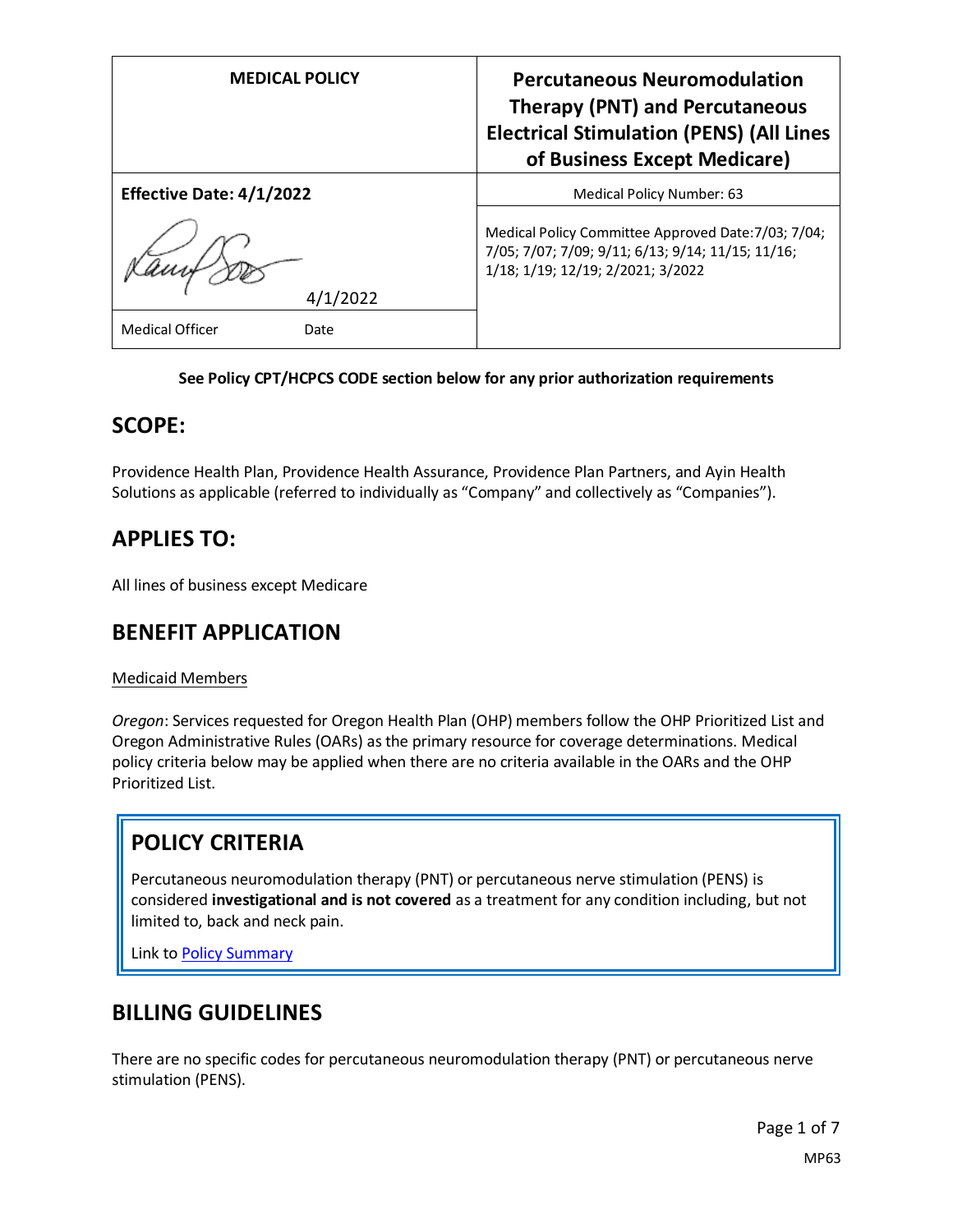| MEDICAL POLICY | Percutaneous Neuromodulation Therapy (PNT) and Percutaneous Electrical Stimulation (PENS) (All Lines of Business Except Medicare) |
|---|---|
| **Effective Date: 4/1/2022** | Medical Policy Number: 63 |
| 4/1/2022 | Medical Policy Committee Approved Date:7/03; 7/04; 7/05; 7/07; 7/09; 9/11; 6/13; 9/14; 11/15; 11/16; 1/18; 1/19; 12/19; 2/2021; 3/2022 |
| Medical Officer Date | |

**See Policy CPT/HCPCS CODE section below for any prior authorization requirements**

## SCOPE:

Providence Health Plan, Providence Health Assurance, Providence Plan Partners, and Ayin Health Solutions as applicable (referred to individually as "Company" and collectively as "Companies").

## APPLIES TO:

All lines of business except Medicare

## BENEFIT APPLICATION

Medicaid Members

*Oregon*: Services requested for Oregon Health Plan (OHP) members follow the OHP Prioritized List and Oregon Administrative Rules (OARs) as the primary resource for coverage determinations. Medical policy criteria below may be applied when there are no criteria available in the OARs and the OHP Prioritized List.

## POLICY CRITERIA

Percutaneous neuromodulation therapy (PNT) or percutaneous nerve stimulation (PENS) is considered **investigational and is not covered** as a treatment for any condition including, but not limited to, back and neck pain.

Link to Policy Summary

## BILLING GUIDELINES

There are no specific codes for percutaneous neuromodulation therapy (PNT) or percutaneous nerve stimulation (PENS).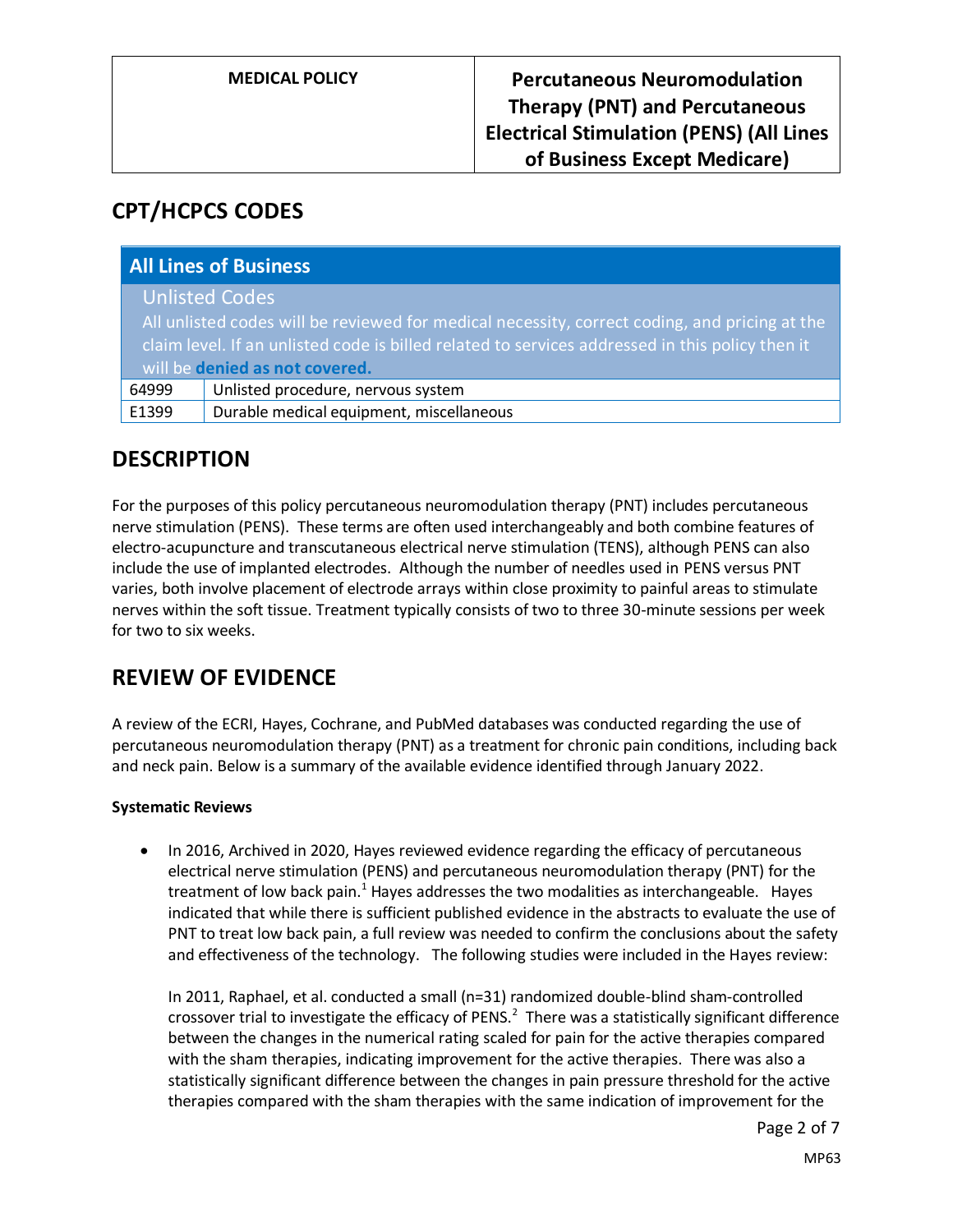| MEDICAL POLICY | Percutaneous Neuromodulation Therapy (PNT) and Percutaneous Electrical Stimulation (PENS) (All Lines of Business Except Medicare) |
|---|---|

## CPT/HCPCS CODES

| All Lines of Business | |
|---|---|
| **Unlisted Codes** All unlisted codes will be reviewed for medical necessity, correct coding, and pricing at the claim level. If an unlisted code is billed related to services addressed in this policy then it will be **denied as not covered.** | |
| 64999 | Unlisted procedure, nervous system |
| E1399 | Durable medical equipment, miscellaneous |

## DESCRIPTION

For the purposes of this policy percutaneous neuromodulation therapy (PNT) includes percutaneous nerve stimulation (PENS). These terms are often used interchangeably and both combine features of electro-acupuncture and transcutaneous electrical nerve stimulation (TENS), although PENS can also include the use of implanted electrodes. Although the number of needles used in PENS versus PNT varies, both involve placement of electrode arrays within close proximity to painful areas to stimulate nerves within the soft tissue. Treatment typically consists of two to three 30-minute sessions per week for two to six weeks.

## REVIEW OF EVIDENCE

A review of the ECRI, Hayes, Cochrane, and PubMed databases was conducted regarding the use of percutaneous neuromodulation therapy (PNT) as a treatment for chronic pain conditions, including back and neck pain. Below is a summary of the available evidence identified through January 2022.

**Systematic Reviews**

- In 2016, Archived in 2020, Hayes reviewed evidence regarding the efficacy of percutaneous electrical nerve stimulation (PENS) and percutaneous neuromodulation therapy (PNT) for the treatment of low back pain.[1] Hayes addresses the two modalities as interchangeable. Hayes indicated that while there is sufficient published evidence in the abstracts to evaluate the use of PNT to treat low back pain, a full review was needed to confirm the conclusions about the safety and effectiveness of the technology. The following studies were included in the Hayes review:

  In 2011, Raphael, et al. conducted a small (n=31) randomized double-blind sham-controlled crossover trial to investigate the efficacy of PENS.[2] There was a statistically significant difference between the changes in the numerical rating scaled for pain for the active therapies compared with the sham therapies, indicating improvement for the active therapies. There was also a statistically significant difference between the changes in pain pressure threshold for the active therapies compared with the sham therapies with the same indication of improvement for the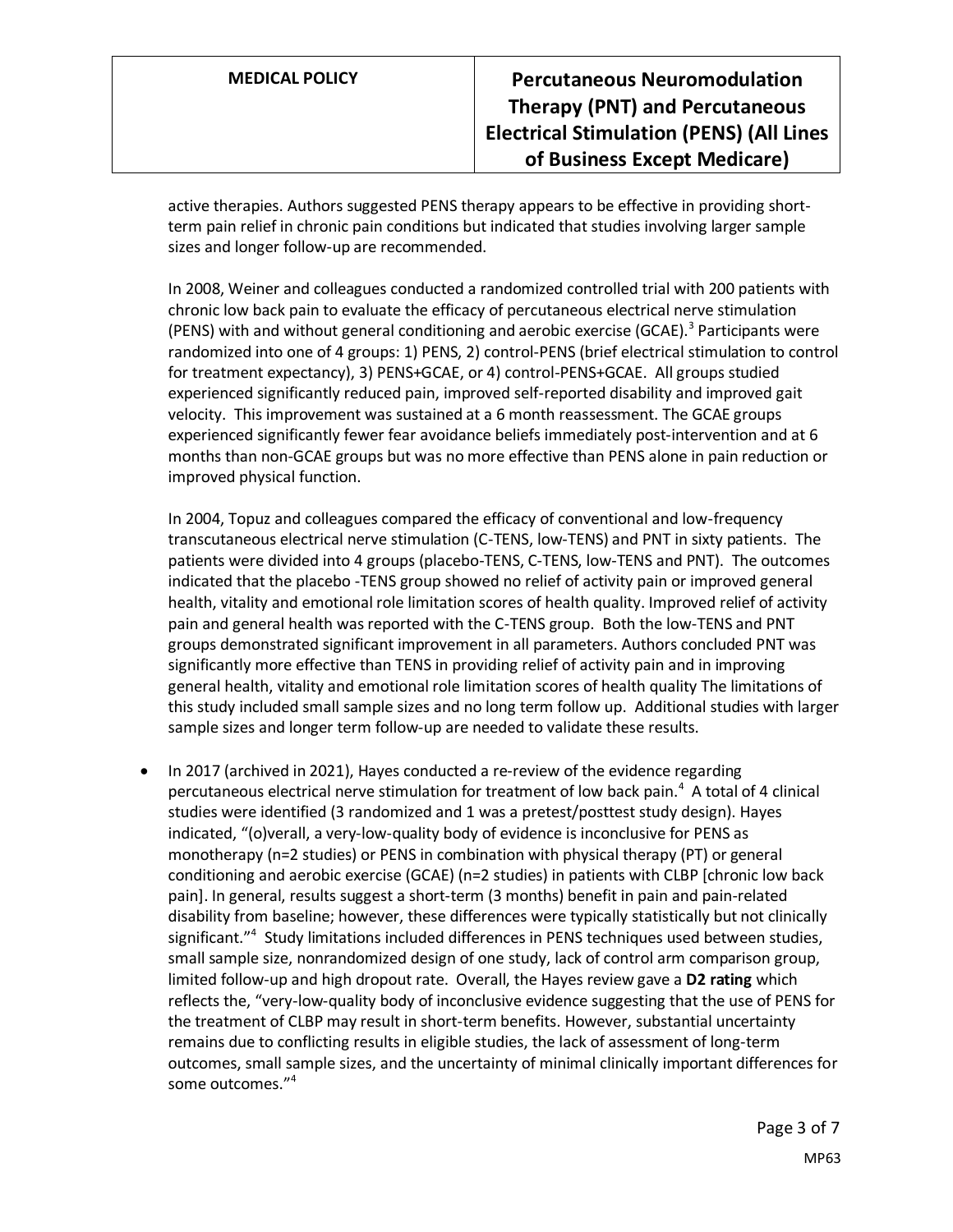active therapies. Authors suggested PENS therapy appears to be effective in providing short-term pain relief in chronic pain conditions but indicated that studies involving larger sample sizes and longer follow-up are recommended.

In 2008, Weiner and colleagues conducted a randomized controlled trial with 200 patients with chronic low back pain to evaluate the efficacy of percutaneous electrical nerve stimulation (PENS) with and without general conditioning and aerobic exercise (GCAE).[3] Participants were randomized into one of 4 groups: 1) PENS, 2) control-PENS (brief electrical stimulation to control for treatment expectancy), 3) PENS+GCAE, or 4) control-PENS+GCAE. All groups studied experienced significantly reduced pain, improved self-reported disability and improved gait velocity. This improvement was sustained at a 6 month reassessment. The GCAE groups experienced significantly fewer fear avoidance beliefs immediately post-intervention and at 6 months than non-GCAE groups but was no more effective than PENS alone in pain reduction or improved physical function.

In 2004, Topuz and colleagues compared the efficacy of conventional and low-frequency transcutaneous electrical nerve stimulation (C-TENS, low-TENS) and PNT in sixty patients. The patients were divided into 4 groups (placebo-TENS, C-TENS, low-TENS and PNT). The outcomes indicated that the placebo -TENS group showed no relief of activity pain or improved general health, vitality and emotional role limitation scores of health quality. Improved relief of activity pain and general health was reported with the C-TENS group. Both the low-TENS and PNT groups demonstrated significant improvement in all parameters. Authors concluded PNT was significantly more effective than TENS in providing relief of activity pain and in improving general health, vitality and emotional role limitation scores of health quality The limitations of this study included small sample sizes and no long term follow up. Additional studies with larger sample sizes and longer term follow-up are needed to validate these results.

- In 2017 (archived in 2021), Hayes conducted a re-review of the evidence regarding percutaneous electrical nerve stimulation for treatment of low back pain.[4] A total of 4 clinical studies were identified (3 randomized and 1 was a pretest/posttest study design). Hayes indicated, "(o)verall, a very-low-quality body of evidence is inconclusive for PENS as monotherapy (n=2 studies) or PENS in combination with physical therapy (PT) or general conditioning and aerobic exercise (GCAE) (n=2 studies) in patients with CLBP [chronic low back pain]. In general, results suggest a short-term (3 months) benefit in pain and pain-related disability from baseline; however, these differences were typically statistically but not clinically significant."[4] Study limitations included differences in PENS techniques used between studies, small sample size, nonrandomized design of one study, lack of control arm comparison group, limited follow-up and high dropout rate. Overall, the Hayes review gave a **D2 rating** which reflects the, "very-low-quality body of inconclusive evidence suggesting that the use of PENS for the treatment of CLBP may result in short-term benefits. However, substantial uncertainty remains due to conflicting results in eligible studies, the lack of assessment of long-term outcomes, small sample sizes, and the uncertainty of minimal clinically important differences for some outcomes."[4]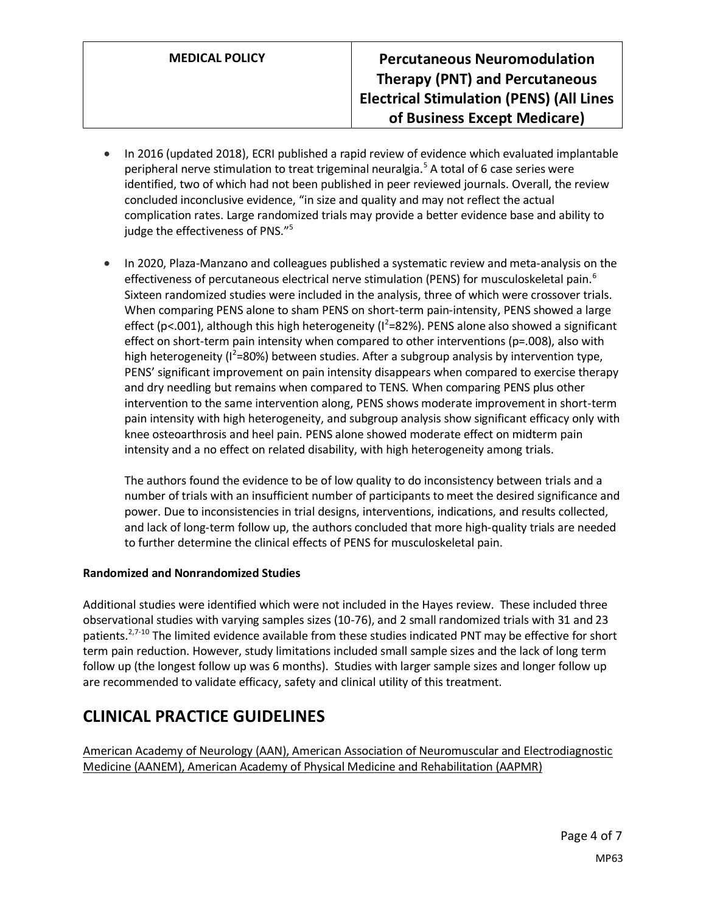- In 2016 (updated 2018), ECRI published a rapid review of evidence which evaluated implantable peripheral nerve stimulation to treat trigeminal neuralgia.[5] A total of 6 case series were identified, two of which had not been published in peer reviewed journals. Overall, the review concluded inconclusive evidence, "in size and quality and may not reflect the actual complication rates. Large randomized trials may provide a better evidence base and ability to judge the effectiveness of PNS."[5]

- In 2020, Plaza-Manzano and colleagues published a systematic review and meta-analysis on the effectiveness of percutaneous electrical nerve stimulation (PENS) for musculoskeletal pain.[6] Sixteen randomized studies were included in the analysis, three of which were crossover trials. When comparing PENS alone to sham PENS on short-term pain-intensity, PENS showed a large effect ($p<.001$), although this high heterogeneity ($I^2$=82%). PENS alone also showed a significant effect on short-term pain intensity when compared to other interventions ($p=.008$), also with high heterogeneity ($I^2$=80%) between studies. After a subgroup analysis by intervention type, PENS' significant improvement on pain intensity disappears when compared to exercise therapy and dry needling but remains when compared to TENS. When comparing PENS plus other intervention to the same intervention along, PENS shows moderate improvement in short-term pain intensity with high heterogeneity, and subgroup analysis show significant efficacy only with knee osteoarthrosis and heel pain. PENS alone showed moderate effect on midterm pain intensity and a no effect on related disability, with high heterogeneity among trials.

  The authors found the evidence to be of low quality to do inconsistency between trials and a number of trials with an insufficient number of participants to meet the desired significance and power. Due to inconsistencies in trial designs, interventions, indications, and results collected, and lack of long-term follow up, the authors concluded that more high-quality trials are needed to further determine the clinical effects of PENS for musculoskeletal pain.

**Randomized and Nonrandomized Studies**

Additional studies were identified which were not included in the Hayes review. These included three observational studies with varying samples sizes (10-76), and 2 small randomized trials with 31 and 23 patients.[2,7-10] The limited evidence available from these studies indicated PNT may be effective for short term pain reduction. However, study limitations included small sample sizes and the lack of long term follow up (the longest follow up was 6 months). Studies with larger sample sizes and longer follow up are recommended to validate efficacy, safety and clinical utility of this treatment.

## CLINICAL PRACTICE GUIDELINES

American Academy of Neurology (AAN), American Association of Neuromuscular and Electrodiagnostic Medicine (AANEM), American Academy of Physical Medicine and Rehabilitation (AAPMR)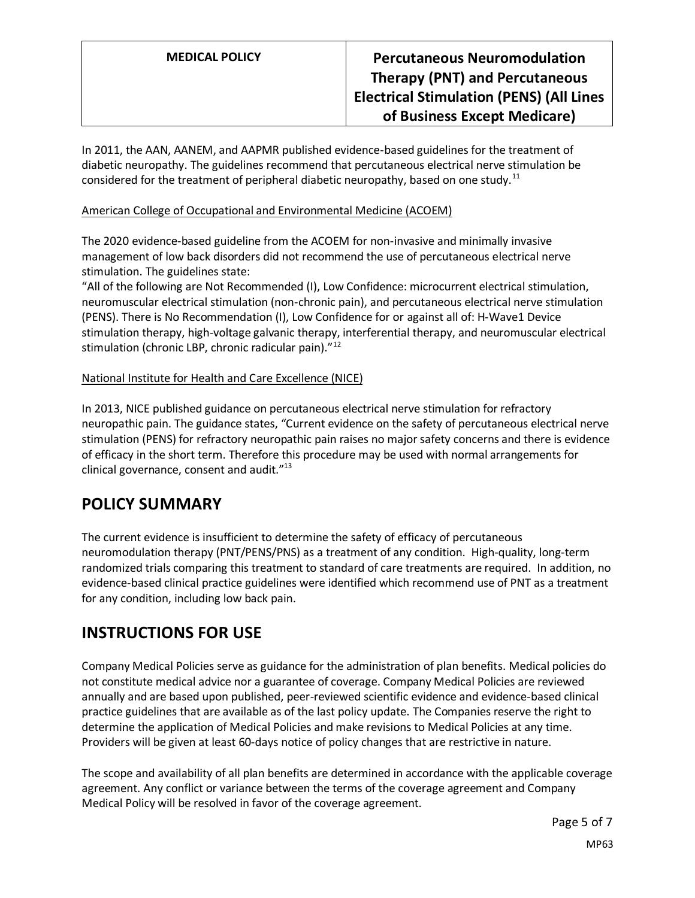In 2011, the AAN, AANEM, and AAPMR published evidence-based guidelines for the treatment of diabetic neuropathy. The guidelines recommend that percutaneous electrical nerve stimulation be considered for the treatment of peripheral diabetic neuropathy, based on one study.[11]

American College of Occupational and Environmental Medicine (ACOEM)

The 2020 evidence-based guideline from the ACOEM for non-invasive and minimally invasive management of low back disorders did not recommend the use of percutaneous electrical nerve stimulation. The guidelines state:
"All of the following are Not Recommended (I), Low Confidence: microcurrent electrical stimulation, neuromuscular electrical stimulation (non-chronic pain), and percutaneous electrical nerve stimulation (PENS). There is No Recommendation (I), Low Confidence for or against all of: H-Wave1 Device stimulation therapy, high-voltage galvanic therapy, interferential therapy, and neuromuscular electrical stimulation (chronic LBP, chronic radicular pain)."[12]

National Institute for Health and Care Excellence (NICE)

In 2013, NICE published guidance on percutaneous electrical nerve stimulation for refractory neuropathic pain. The guidance states, "Current evidence on the safety of percutaneous electrical nerve stimulation (PENS) for refractory neuropathic pain raises no major safety concerns and there is evidence of efficacy in the short term. Therefore this procedure may be used with normal arrangements for clinical governance, consent and audit."[13]

# POLICY SUMMARY

The current evidence is insufficient to determine the safety of efficacy of percutaneous neuromodulation therapy (PNT/PENS/PNS) as a treatment of any condition. High-quality, long-term randomized trials comparing this treatment to standard of care treatments are required. In addition, no evidence-based clinical practice guidelines were identified which recommend use of PNT as a treatment for any condition, including low back pain.

# INSTRUCTIONS FOR USE

Company Medical Policies serve as guidance for the administration of plan benefits. Medical policies do not constitute medical advice nor a guarantee of coverage. Company Medical Policies are reviewed annually and are based upon published, peer-reviewed scientific evidence and evidence-based clinical practice guidelines that are available as of the last policy update. The Companies reserve the right to determine the application of Medical Policies and make revisions to Medical Policies at any time. Providers will be given at least 60-days notice of policy changes that are restrictive in nature.

The scope and availability of all plan benefits are determined in accordance with the applicable coverage agreement. Any conflict or variance between the terms of the coverage agreement and Company Medical Policy will be resolved in favor of the coverage agreement.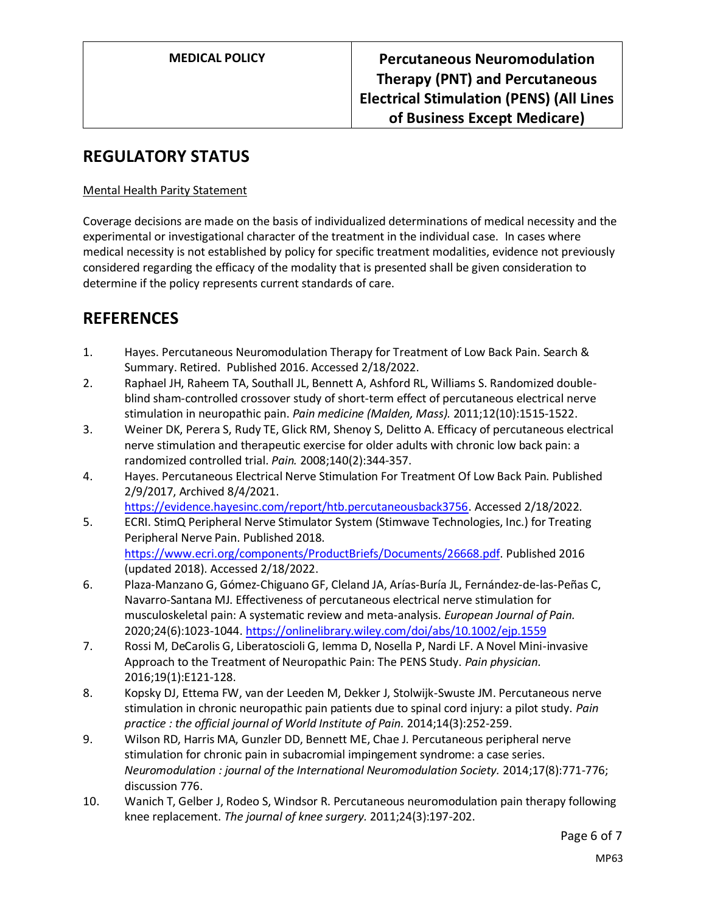## REGULATORY STATUS

Mental Health Parity Statement

Coverage decisions are made on the basis of individualized determinations of medical necessity and the experimental or investigational character of the treatment in the individual case. In cases where medical necessity is not established by policy for specific treatment modalities, evidence not previously considered regarding the efficacy of the modality that is presented shall be given consideration to determine if the policy represents current standards of care.

## REFERENCES

1. Hayes. Percutaneous Neuromodulation Therapy for Treatment of Low Back Pain. Search & Summary. Retired. Published 2016. Accessed 2/18/2022.
2. Raphael JH, Raheem TA, Southall JL, Bennett A, Ashford RL, Williams S. Randomized double-blind sham-controlled crossover study of short-term effect of percutaneous electrical nerve stimulation in neuropathic pain. *Pain medicine (Malden, Mass).* 2011;12(10):1515-1522.
3. Weiner DK, Perera S, Rudy TE, Glick RM, Shenoy S, Delitto A. Efficacy of percutaneous electrical nerve stimulation and therapeutic exercise for older adults with chronic low back pain: a randomized controlled trial. *Pain.* 2008;140(2):344-357.
4. Hayes. Percutaneous Electrical Nerve Stimulation For Treatment Of Low Back Pain. Published 2/9/2017, Archived 8/4/2021. https://evidence.hayesinc.com/report/htb.percutaneousback3756. Accessed 2/18/2022.
5. ECRI. StimQ Peripheral Nerve Stimulator System (Stimwave Technologies, Inc.) for Treating Peripheral Nerve Pain. Published 2018. https://www.ecri.org/components/ProductBriefs/Documents/26668.pdf. Published 2016 (updated 2018). Accessed 2/18/2022.
6. Plaza-Manzano G, Gómez-Chiguano GF, Cleland JA, Arías-Buría JL, Fernández-de-las-Peñas C, Navarro-Santana MJ. Effectiveness of percutaneous electrical nerve stimulation for musculoskeletal pain: A systematic review and meta-analysis. *European Journal of Pain.* 2020;24(6):1023-1044. https://onlinelibrary.wiley.com/doi/abs/10.1002/ejp.1559
7. Rossi M, DeCarolis G, Liberatoscioli G, Iemma D, Nosella P, Nardi LF. A Novel Mini-invasive Approach to the Treatment of Neuropathic Pain: The PENS Study. *Pain physician.* 2016;19(1):E121-128.
8. Kopsky DJ, Ettema FW, van der Leeden M, Dekker J, Stolwijk-Swuste JM. Percutaneous nerve stimulation in chronic neuropathic pain patients due to spinal cord injury: a pilot study. *Pain practice : the official journal of World Institute of Pain.* 2014;14(3):252-259.
9. Wilson RD, Harris MA, Gunzler DD, Bennett ME, Chae J. Percutaneous peripheral nerve stimulation for chronic pain in subacromial impingement syndrome: a case series. *Neuromodulation : journal of the International Neuromodulation Society.* 2014;17(8):771-776; discussion 776.
10. Wanich T, Gelber J, Rodeo S, Windsor R. Percutaneous neuromodulation pain therapy following knee replacement. *The journal of knee surgery.* 2011;24(3):197-202.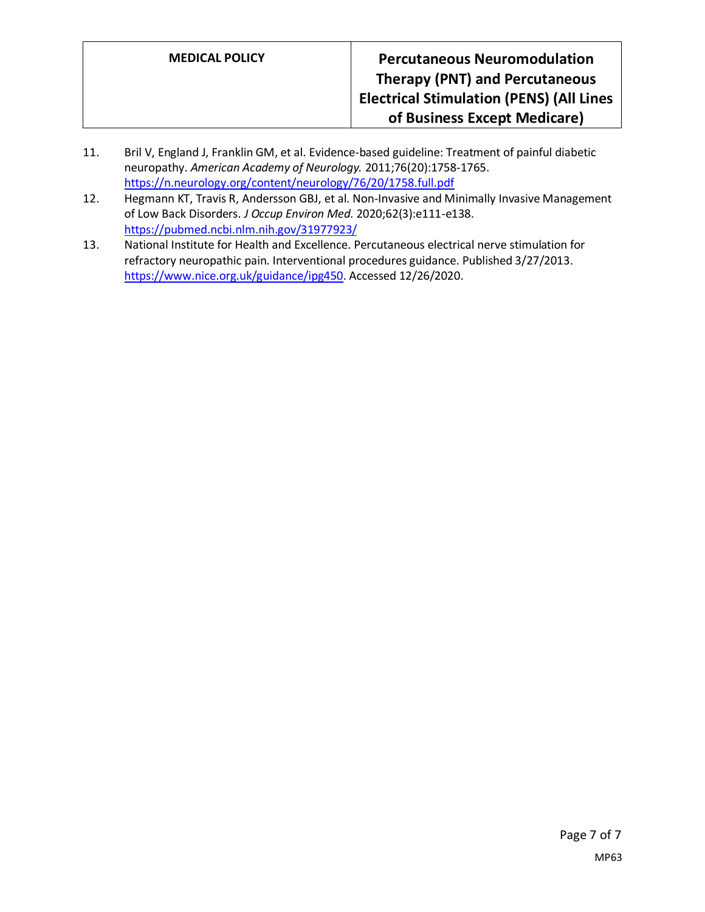11. Bril V, England J, Franklin GM, et al. Evidence-based guideline: Treatment of painful diabetic neuropathy. *American Academy of Neurology.* 2011;76(20):1758-1765. https://n.neurology.org/content/neurology/76/20/1758.full.pdf
12. Hegmann KT, Travis R, Andersson GBJ, et al. Non-Invasive and Minimally Invasive Management of Low Back Disorders. *J Occup Environ Med.* 2020;62(3):e111-e138. https://pubmed.ncbi.nlm.nih.gov/31977923/
13. National Institute for Health and Excellence. Percutaneous electrical nerve stimulation for refractory neuropathic pain. Interventional procedures guidance. Published 3/27/2013. https://www.nice.org.uk/guidance/ipg450. Accessed 12/26/2020.